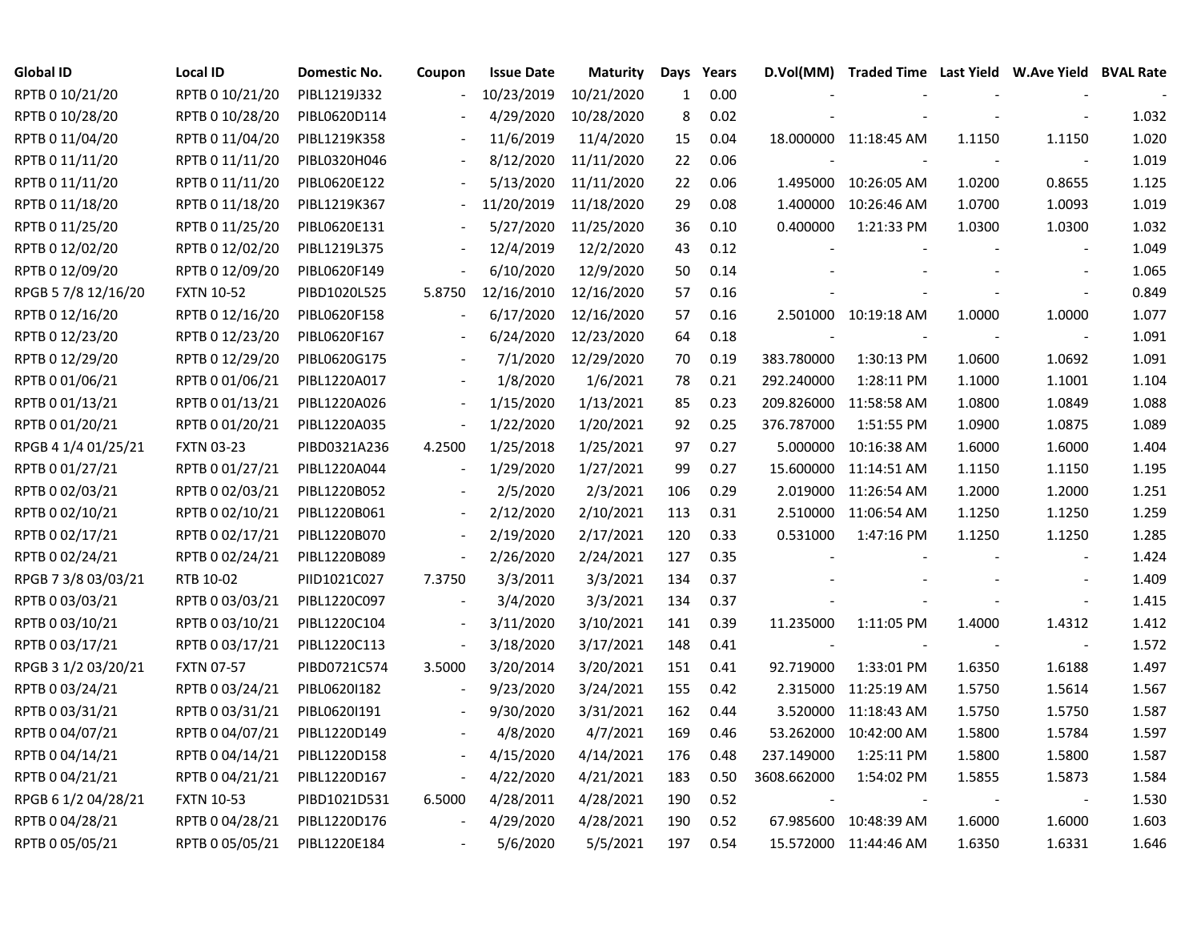| Global ID | Local ID | Domestic No. | Coupon | Issue Date | Maturity | Days | Years | D.Vol(MM) | Traded Time | Last Yield | W.Ave Yield | BVAL Rate |
|---|---|---|---|---|---|---|---|---|---|---|---|---|
| RPTB 0 10/21/20 | RPTB 0 10/21/20 | PIBL1219J332 | - | 10/23/2019 | 10/21/2020 | 1 | 0.00 | - | - | - | - | - |
| RPTB 0 10/28/20 | RPTB 0 10/28/20 | PIBL0620D114 | - | 4/29/2020 | 10/28/2020 | 8 | 0.02 | - | - | - | - | 1.032 |
| RPTB 0 11/04/20 | RPTB 0 11/04/20 | PIBL1219K358 | - | 11/6/2019 | 11/4/2020 | 15 | 0.04 | 18.000000 | 11:18:45 AM | 1.1150 | 1.1150 | 1.020 |
| RPTB 0 11/11/20 | RPTB 0 11/11/20 | PIBL0320H046 | - | 8/12/2020 | 11/11/2020 | 22 | 0.06 | - | - | - | - | 1.019 |
| RPTB 0 11/11/20 | RPTB 0 11/11/20 | PIBL0620E122 | - | 5/13/2020 | 11/11/2020 | 22 | 0.06 | 1.495000 | 10:26:05 AM | 1.0200 | 0.8655 | 1.125 |
| RPTB 0 11/18/20 | RPTB 0 11/18/20 | PIBL1219K367 | - | 11/20/2019 | 11/18/2020 | 29 | 0.08 | 1.400000 | 10:26:46 AM | 1.0700 | 1.0093 | 1.019 |
| RPTB 0 11/25/20 | RPTB 0 11/25/20 | PIBL0620E131 | - | 5/27/2020 | 11/25/2020 | 36 | 0.10 | 0.400000 | 1:21:33 PM | 1.0300 | 1.0300 | 1.032 |
| RPTB 0 12/02/20 | RPTB 0 12/02/20 | PIBL1219L375 | - | 12/4/2019 | 12/2/2020 | 43 | 0.12 | - | - | - | - | 1.049 |
| RPTB 0 12/09/20 | RPTB 0 12/09/20 | PIBL0620F149 | - | 6/10/2020 | 12/9/2020 | 50 | 0.14 | - | - | - | - | 1.065 |
| RPGB 5 7/8 12/16/20 | FXTN 10-52 | PIBD1020L525 | 5.8750 | 12/16/2010 | 12/16/2020 | 57 | 0.16 | - | - | - | - | 0.849 |
| RPTB 0 12/16/20 | RPTB 0 12/16/20 | PIBL0620F158 | - | 6/17/2020 | 12/16/2020 | 57 | 0.16 | 2.501000 | 10:19:18 AM | 1.0000 | 1.0000 | 1.077 |
| RPTB 0 12/23/20 | RPTB 0 12/23/20 | PIBL0620F167 | - | 6/24/2020 | 12/23/2020 | 64 | 0.18 | - | - | - | - | 1.091 |
| RPTB 0 12/29/20 | RPTB 0 12/29/20 | PIBL0620G175 | - | 7/1/2020 | 12/29/2020 | 70 | 0.19 | 383.780000 | 1:30:13 PM | 1.0600 | 1.0692 | 1.091 |
| RPTB 0 01/06/21 | RPTB 0 01/06/21 | PIBL1220A017 | - | 1/8/2020 | 1/6/2021 | 78 | 0.21 | 292.240000 | 1:28:11 PM | 1.1000 | 1.1001 | 1.104 |
| RPTB 0 01/13/21 | RPTB 0 01/13/21 | PIBL1220A026 | - | 1/15/2020 | 1/13/2021 | 85 | 0.23 | 209.826000 | 11:58:58 AM | 1.0800 | 1.0849 | 1.088 |
| RPTB 0 01/20/21 | RPTB 0 01/20/21 | PIBL1220A035 | - | 1/22/2020 | 1/20/2021 | 92 | 0.25 | 376.787000 | 1:51:55 PM | 1.0900 | 1.0875 | 1.089 |
| RPGB 4 1/4 01/25/21 | FXTN 03-23 | PIBD0321A236 | 4.2500 | 1/25/2018 | 1/25/2021 | 97 | 0.27 | 5.000000 | 10:16:38 AM | 1.6000 | 1.6000 | 1.404 |
| RPTB 0 01/27/21 | RPTB 0 01/27/21 | PIBL1220A044 | - | 1/29/2020 | 1/27/2021 | 99 | 0.27 | 15.600000 | 11:14:51 AM | 1.1150 | 1.1150 | 1.195 |
| RPTB 0 02/03/21 | RPTB 0 02/03/21 | PIBL1220B052 | - | 2/5/2020 | 2/3/2021 | 106 | 0.29 | 2.019000 | 11:26:54 AM | 1.2000 | 1.2000 | 1.251 |
| RPTB 0 02/10/21 | RPTB 0 02/10/21 | PIBL1220B061 | - | 2/12/2020 | 2/10/2021 | 113 | 0.31 | 2.510000 | 11:06:54 AM | 1.1250 | 1.1250 | 1.259 |
| RPTB 0 02/17/21 | RPTB 0 02/17/21 | PIBL1220B070 | - | 2/19/2020 | 2/17/2021 | 120 | 0.33 | 0.531000 | 1:47:16 PM | 1.1250 | 1.1250 | 1.285 |
| RPTB 0 02/24/21 | RPTB 0 02/24/21 | PIBL1220B089 | - | 2/26/2020 | 2/24/2021 | 127 | 0.35 | - | - | - | - | 1.424 |
| RPGB 7 3/8 03/03/21 | RTB 10-02 | PIID1021C027 | 7.3750 | 3/3/2011 | 3/3/2021 | 134 | 0.37 | - | - | - | - | 1.409 |
| RPTB 0 03/03/21 | RPTB 0 03/03/21 | PIBL1220C097 | - | 3/4/2020 | 3/3/2021 | 134 | 0.37 | - | - | - | - | 1.415 |
| RPTB 0 03/10/21 | RPTB 0 03/10/21 | PIBL1220C104 | - | 3/11/2020 | 3/10/2021 | 141 | 0.39 | 11.235000 | 1:11:05 PM | 1.4000 | 1.4312 | 1.412 |
| RPTB 0 03/17/21 | RPTB 0 03/17/21 | PIBL1220C113 | - | 3/18/2020 | 3/17/2021 | 148 | 0.41 | - | - | - | - | 1.572 |
| RPGB 3 1/2 03/20/21 | FXTN 07-57 | PIBD0721C574 | 3.5000 | 3/20/2014 | 3/20/2021 | 151 | 0.41 | 92.719000 | 1:33:01 PM | 1.6350 | 1.6188 | 1.497 |
| RPTB 0 03/24/21 | RPTB 0 03/24/21 | PIBL0620I182 | - | 9/23/2020 | 3/24/2021 | 155 | 0.42 | 2.315000 | 11:25:19 AM | 1.5750 | 1.5614 | 1.567 |
| RPTB 0 03/31/21 | RPTB 0 03/31/21 | PIBL0620I191 | - | 9/30/2020 | 3/31/2021 | 162 | 0.44 | 3.520000 | 11:18:43 AM | 1.5750 | 1.5750 | 1.587 |
| RPTB 0 04/07/21 | RPTB 0 04/07/21 | PIBL1220D149 | - | 4/8/2020 | 4/7/2021 | 169 | 0.46 | 53.262000 | 10:42:00 AM | 1.5800 | 1.5784 | 1.597 |
| RPTB 0 04/14/21 | RPTB 0 04/14/21 | PIBL1220D158 | - | 4/15/2020 | 4/14/2021 | 176 | 0.48 | 237.149000 | 1:25:11 PM | 1.5800 | 1.5800 | 1.587 |
| RPTB 0 04/21/21 | RPTB 0 04/21/21 | PIBL1220D167 | - | 4/22/2020 | 4/21/2021 | 183 | 0.50 | 3608.662000 | 1:54:02 PM | 1.5855 | 1.5873 | 1.584 |
| RPGB 6 1/2 04/28/21 | FXTN 10-53 | PIBD1021D531 | 6.5000 | 4/28/2011 | 4/28/2021 | 190 | 0.52 | - | - | - | - | 1.530 |
| RPTB 0 04/28/21 | RPTB 0 04/28/21 | PIBL1220D176 | - | 4/29/2020 | 4/28/2021 | 190 | 0.52 | 67.985600 | 10:48:39 AM | 1.6000 | 1.6000 | 1.603 |
| RPTB 0 05/05/21 | RPTB 0 05/05/21 | PIBL1220E184 | - | 5/6/2020 | 5/5/2021 | 197 | 0.54 | 15.572000 | 11:44:46 AM | 1.6350 | 1.6331 | 1.646 |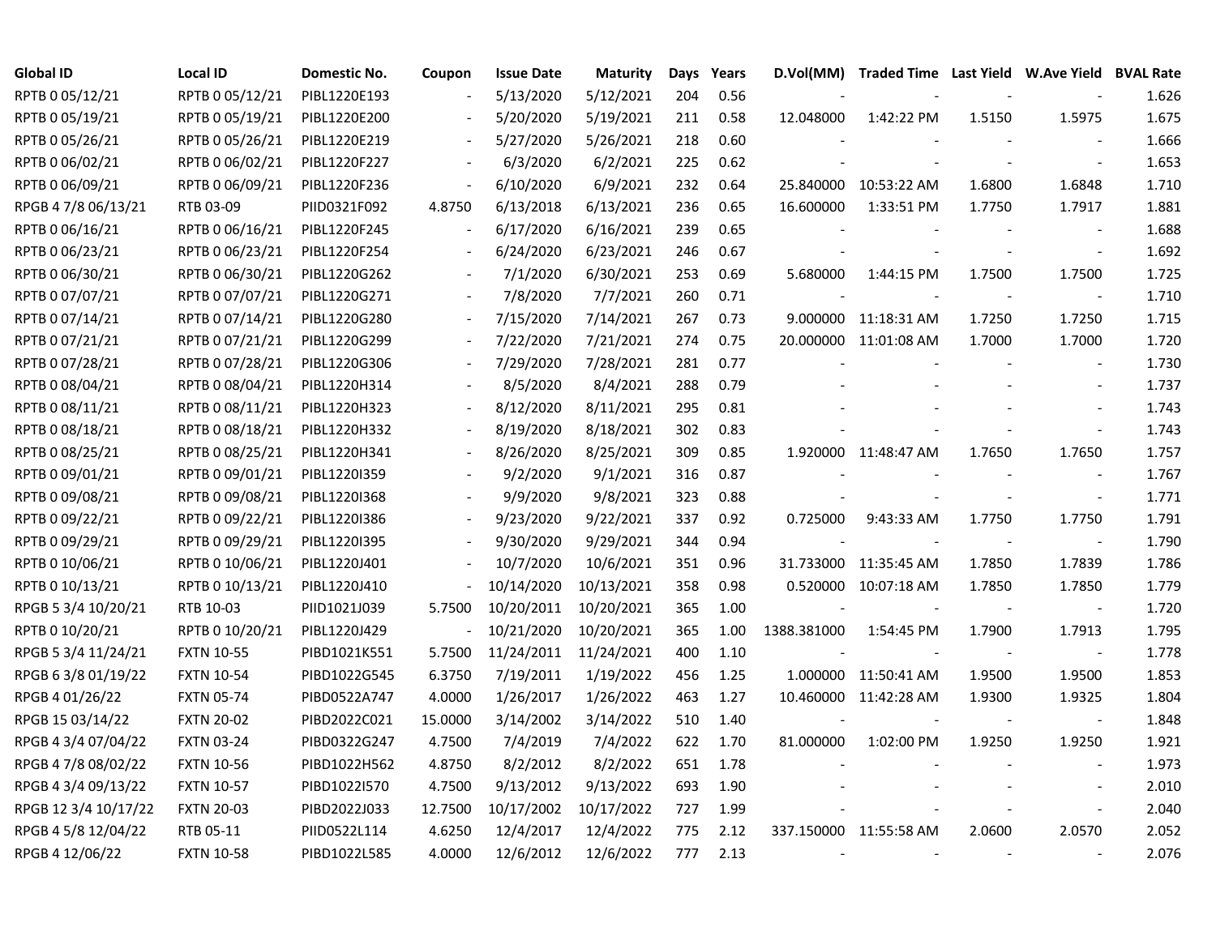| Global ID | Local ID | Domestic No. | Coupon | Issue Date | Maturity | Days | Years | D.Vol(MM) | Traded Time | Last Yield | W.Ave Yield | BVAL Rate |
|---|---|---|---|---|---|---|---|---|---|---|---|---|
| RPTB 0 05/12/21 | RPTB 0 05/12/21 | PIBL1220E193 | - | 5/13/2020 | 5/12/2021 | 204 | 0.56 | - | - | - | - | 1.626 |
| RPTB 0 05/19/21 | RPTB 0 05/19/21 | PIBL1220E200 | - | 5/20/2020 | 5/19/2021 | 211 | 0.58 | 12.048000 | 1:42:22 PM | 1.5150 | 1.5975 | 1.675 |
| RPTB 0 05/26/21 | RPTB 0 05/26/21 | PIBL1220E219 | - | 5/27/2020 | 5/26/2021 | 218 | 0.60 | - | - | - | - | 1.666 |
| RPTB 0 06/02/21 | RPTB 0 06/02/21 | PIBL1220F227 | - | 6/3/2020 | 6/2/2021 | 225 | 0.62 | - | - | - | - | 1.653 |
| RPTB 0 06/09/21 | RPTB 0 06/09/21 | PIBL1220F236 | - | 6/10/2020 | 6/9/2021 | 232 | 0.64 | 25.840000 | 10:53:22 AM | 1.6800 | 1.6848 | 1.710 |
| RPGB 4 7/8 06/13/21 | RTB 03-09 | PIID0321F092 | 4.8750 | 6/13/2018 | 6/13/2021 | 236 | 0.65 | 16.600000 | 1:33:51 PM | 1.7750 | 1.7917 | 1.881 |
| RPTB 0 06/16/21 | RPTB 0 06/16/21 | PIBL1220F245 | - | 6/17/2020 | 6/16/2021 | 239 | 0.65 | - | - | - | - | 1.688 |
| RPTB 0 06/23/21 | RPTB 0 06/23/21 | PIBL1220F254 | - | 6/24/2020 | 6/23/2021 | 246 | 0.67 | - | - | - | - | 1.692 |
| RPTB 0 06/30/21 | RPTB 0 06/30/21 | PIBL1220G262 | - | 7/1/2020 | 6/30/2021 | 253 | 0.69 | 5.680000 | 1:44:15 PM | 1.7500 | 1.7500 | 1.725 |
| RPTB 0 07/07/21 | RPTB 0 07/07/21 | PIBL1220G271 | - | 7/8/2020 | 7/7/2021 | 260 | 0.71 | - | - | - | - | 1.710 |
| RPTB 0 07/14/21 | RPTB 0 07/14/21 | PIBL1220G280 | - | 7/15/2020 | 7/14/2021 | 267 | 0.73 | 9.000000 | 11:18:31 AM | 1.7250 | 1.7250 | 1.715 |
| RPTB 0 07/21/21 | RPTB 0 07/21/21 | PIBL1220G299 | - | 7/22/2020 | 7/21/2021 | 274 | 0.75 | 20.000000 | 11:01:08 AM | 1.7000 | 1.7000 | 1.720 |
| RPTB 0 07/28/21 | RPTB 0 07/28/21 | PIBL1220G306 | - | 7/29/2020 | 7/28/2021 | 281 | 0.77 | - | - | - | - | 1.730 |
| RPTB 0 08/04/21 | RPTB 0 08/04/21 | PIBL1220H314 | - | 8/5/2020 | 8/4/2021 | 288 | 0.79 | - | - | - | - | 1.737 |
| RPTB 0 08/11/21 | RPTB 0 08/11/21 | PIBL1220H323 | - | 8/12/2020 | 8/11/2021 | 295 | 0.81 | - | - | - | - | 1.743 |
| RPTB 0 08/18/21 | RPTB 0 08/18/21 | PIBL1220H332 | - | 8/19/2020 | 8/18/2021 | 302 | 0.83 | - | - | - | - | 1.743 |
| RPTB 0 08/25/21 | RPTB 0 08/25/21 | PIBL1220H341 | - | 8/26/2020 | 8/25/2021 | 309 | 0.85 | 1.920000 | 11:48:47 AM | 1.7650 | 1.7650 | 1.757 |
| RPTB 0 09/01/21 | RPTB 0 09/01/21 | PIBL1220I359 | - | 9/2/2020 | 9/1/2021 | 316 | 0.87 | - | - | - | - | 1.767 |
| RPTB 0 09/08/21 | RPTB 0 09/08/21 | PIBL1220I368 | - | 9/9/2020 | 9/8/2021 | 323 | 0.88 | - | - | - | - | 1.771 |
| RPTB 0 09/22/21 | RPTB 0 09/22/21 | PIBL1220I386 | - | 9/23/2020 | 9/22/2021 | 337 | 0.92 | 0.725000 | 9:43:33 AM | 1.7750 | 1.7750 | 1.791 |
| RPTB 0 09/29/21 | RPTB 0 09/29/21 | PIBL1220I395 | - | 9/30/2020 | 9/29/2021 | 344 | 0.94 | - | - | - | - | 1.790 |
| RPTB 0 10/06/21 | RPTB 0 10/06/21 | PIBL1220J401 | - | 10/7/2020 | 10/6/2021 | 351 | 0.96 | 31.733000 | 11:35:45 AM | 1.7850 | 1.7839 | 1.786 |
| RPTB 0 10/13/21 | RPTB 0 10/13/21 | PIBL1220J410 | - | 10/14/2020 | 10/13/2021 | 358 | 0.98 | 0.520000 | 10:07:18 AM | 1.7850 | 1.7850 | 1.779 |
| RPGB 5 3/4 10/20/21 | RTB 10-03 | PIID1021J039 | 5.7500 | 10/20/2011 | 10/20/2021 | 365 | 1.00 | - | - | - | - | 1.720 |
| RPTB 0 10/20/21 | RPTB 0 10/20/21 | PIBL1220J429 | - | 10/21/2020 | 10/20/2021 | 365 | 1.00 | 1388.381000 | 1:54:45 PM | 1.7900 | 1.7913 | 1.795 |
| RPGB 5 3/4 11/24/21 | FXTN 10-55 | PIBD1021K551 | 5.7500 | 11/24/2011 | 11/24/2021 | 400 | 1.10 | - | - | - | - | 1.778 |
| RPGB 6 3/8 01/19/22 | FXTN 10-54 | PIBD1022G545 | 6.3750 | 7/19/2011 | 1/19/2022 | 456 | 1.25 | 1.000000 | 11:50:41 AM | 1.9500 | 1.9500 | 1.853 |
| RPGB 4 01/26/22 | FXTN 05-74 | PIBD0522A747 | 4.0000 | 1/26/2017 | 1/26/2022 | 463 | 1.27 | 10.460000 | 11:42:28 AM | 1.9300 | 1.9325 | 1.804 |
| RPGB 15 03/14/22 | FXTN 20-02 | PIBD2022C021 | 15.0000 | 3/14/2002 | 3/14/2022 | 510 | 1.40 | - | - | - | - | 1.848 |
| RPGB 4 3/4 07/04/22 | FXTN 03-24 | PIBD0322G247 | 4.7500 | 7/4/2019 | 7/4/2022 | 622 | 1.70 | 81.000000 | 1:02:00 PM | 1.9250 | 1.9250 | 1.921 |
| RPGB 4 7/8 08/02/22 | FXTN 10-56 | PIBD1022H562 | 4.8750 | 8/2/2012 | 8/2/2022 | 651 | 1.78 | - | - | - | - | 1.973 |
| RPGB 4 3/4 09/13/22 | FXTN 10-57 | PIBD1022I570 | 4.7500 | 9/13/2012 | 9/13/2022 | 693 | 1.90 | - | - | - | - | 2.010 |
| RPGB 12 3/4 10/17/22 | FXTN 20-03 | PIBD2022J033 | 12.7500 | 10/17/2002 | 10/17/2022 | 727 | 1.99 | - | - | - | - | 2.040 |
| RPGB 4 5/8 12/04/22 | RTB 05-11 | PIID0522L114 | 4.6250 | 12/4/2017 | 12/4/2022 | 775 | 2.12 | 337.150000 | 11:55:58 AM | 2.0600 | 2.0570 | 2.052 |
| RPGB 4 12/06/22 | FXTN 10-58 | PIBD1022L585 | 4.0000 | 12/6/2012 | 12/6/2022 | 777 | 2.13 | - | - | - | - | 2.076 |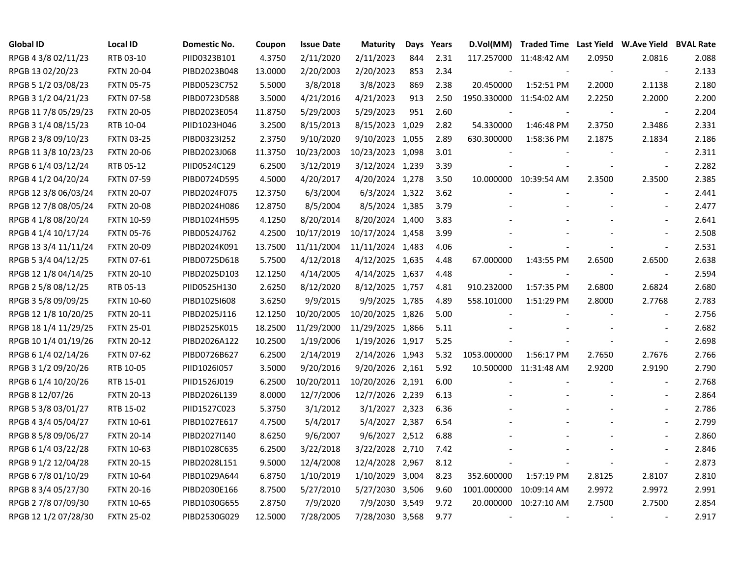| Global ID | Local ID | Domestic No. | Coupon | Issue Date | Maturity | Days | Years | D.Vol(MM) | Traded Time | Last Yield | W.Ave Yield | BVAL Rate |
|---|---|---|---|---|---|---|---|---|---|---|---|---|
| RPGB 4 3/8 02/11/23 | RTB 03-10 | PIID0323B101 | 4.3750 | 2/11/2020 | 2/11/2023 | 844 | 2.31 | 117.257000 | 11:48:42 AM | 2.0950 | 2.0816 | 2.088 |
| RPGB 13 02/20/23 | FXTN 20-04 | PIBD2023B048 | 13.0000 | 2/20/2003 | 2/20/2023 | 853 | 2.34 | - | - | - | - | 2.133 |
| RPGB 5 1/2 03/08/23 | FXTN 05-75 | PIBD0523C752 | 5.5000 | 3/8/2018 | 3/8/2023 | 869 | 2.38 | 20.450000 | 1:52:51 PM | 2.2000 | 2.1138 | 2.180 |
| RPGB 3 1/2 04/21/23 | FXTN 07-58 | PIBD0723D588 | 3.5000 | 4/21/2016 | 4/21/2023 | 913 | 2.50 | 1950.330000 | 11:54:02 AM | 2.2250 | 2.2000 | 2.200 |
| RPGB 11 7/8 05/29/23 | FXTN 20-05 | PIBD2023E054 | 11.8750 | 5/29/2003 | 5/29/2023 | 951 | 2.60 | - | - | - | - | 2.204 |
| RPGB 3 1/4 08/15/23 | RTB 10-04 | PIID1023H046 | 3.2500 | 8/15/2013 | 8/15/2023 | 1,029 | 2.82 | 54.330000 | 1:46:48 PM | 2.3750 | 2.3486 | 2.331 |
| RPGB 2 3/8 09/10/23 | FXTN 03-25 | PIBD0323I252 | 2.3750 | 9/10/2020 | 9/10/2023 | 1,055 | 2.89 | 630.300000 | 1:58:36 PM | 2.1875 | 2.1834 | 2.186 |
| RPGB 11 3/8 10/23/23 | FXTN 20-06 | PIBD2023J068 | 11.3750 | 10/23/2003 | 10/23/2023 | 1,098 | 3.01 | - | - | - | - | 2.311 |
| RPGB 6 1/4 03/12/24 | RTB 05-12 | PIID0524C129 | 6.2500 | 3/12/2019 | 3/12/2024 | 1,239 | 3.39 | - | - | - | - | 2.282 |
| RPGB 4 1/2 04/20/24 | FXTN 07-59 | PIBD0724D595 | 4.5000 | 4/20/2017 | 4/20/2024 | 1,278 | 3.50 | 10.000000 | 10:39:54 AM | 2.3500 | 2.3500 | 2.385 |
| RPGB 12 3/8 06/03/24 | FXTN 20-07 | PIBD2024F075 | 12.3750 | 6/3/2004 | 6/3/2024 | 1,322 | 3.62 | - | - | - | - | 2.441 |
| RPGB 12 7/8 08/05/24 | FXTN 20-08 | PIBD2024H086 | 12.8750 | 8/5/2004 | 8/5/2024 | 1,385 | 3.79 | - | - | - | - | 2.477 |
| RPGB 4 1/8 08/20/24 | FXTN 10-59 | PIBD1024H595 | 4.1250 | 8/20/2014 | 8/20/2024 | 1,400 | 3.83 | - | - | - | - | 2.641 |
| RPGB 4 1/4 10/17/24 | FXTN 05-76 | PIBD0524J762 | 4.2500 | 10/17/2019 | 10/17/2024 | 1,458 | 3.99 | - | - | - | - | 2.508 |
| RPGB 13 3/4 11/11/24 | FXTN 20-09 | PIBD2024K091 | 13.7500 | 11/11/2004 | 11/11/2024 | 1,483 | 4.06 | - | - | - | - | 2.531 |
| RPGB 5 3/4 04/12/25 | FXTN 07-61 | PIBD0725D618 | 5.7500 | 4/12/2018 | 4/12/2025 | 1,635 | 4.48 | 67.000000 | 1:43:55 PM | 2.6500 | 2.6500 | 2.638 |
| RPGB 12 1/8 04/14/25 | FXTN 20-10 | PIBD2025D103 | 12.1250 | 4/14/2005 | 4/14/2025 | 1,637 | 4.48 | - | - | - | - | 2.594 |
| RPGB 2 5/8 08/12/25 | RTB 05-13 | PIID0525H130 | 2.6250 | 8/12/2020 | 8/12/2025 | 1,757 | 4.81 | 910.232000 | 1:57:35 PM | 2.6800 | 2.6824 | 2.680 |
| RPGB 3 5/8 09/09/25 | FXTN 10-60 | PIBD1025I608 | 3.6250 | 9/9/2015 | 9/9/2025 | 1,785 | 4.89 | 558.101000 | 1:51:29 PM | 2.8000 | 2.7768 | 2.783 |
| RPGB 12 1/8 10/20/25 | FXTN 20-11 | PIBD2025J116 | 12.1250 | 10/20/2005 | 10/20/2025 | 1,826 | 5.00 | - | - | - | - | 2.756 |
| RPGB 18 1/4 11/29/25 | FXTN 25-01 | PIBD2525K015 | 18.2500 | 11/29/2000 | 11/29/2025 | 1,866 | 5.11 | - | - | - | - | 2.682 |
| RPGB 10 1/4 01/19/26 | FXTN 20-12 | PIBD2026A122 | 10.2500 | 1/19/2006 | 1/19/2026 | 1,917 | 5.25 | - | - | - | - | 2.698 |
| RPGB 6 1/4 02/14/26 | FXTN 07-62 | PIBD0726B627 | 6.2500 | 2/14/2019 | 2/14/2026 | 1,943 | 5.32 | 1053.000000 | 1:56:17 PM | 2.7650 | 2.7676 | 2.766 |
| RPGB 3 1/2 09/20/26 | RTB 10-05 | PIID1026I057 | 3.5000 | 9/20/2016 | 9/20/2026 | 2,161 | 5.92 | 10.500000 | 11:31:48 AM | 2.9200 | 2.9190 | 2.790 |
| RPGB 6 1/4 10/20/26 | RTB 15-01 | PIID1526J019 | 6.2500 | 10/20/2011 | 10/20/2026 | 2,191 | 6.00 | - | - | - | - | 2.768 |
| RPGB 8 12/07/26 | FXTN 20-13 | PIBD2026L139 | 8.0000 | 12/7/2006 | 12/7/2026 | 2,239 | 6.13 | - | - | - | - | 2.864 |
| RPGB 5 3/8 03/01/27 | RTB 15-02 | PIID1527C023 | 5.3750 | 3/1/2012 | 3/1/2027 | 2,323 | 6.36 | - | - | - | - | 2.786 |
| RPGB 4 3/4 05/04/27 | FXTN 10-61 | PIBD1027E617 | 4.7500 | 5/4/2017 | 5/4/2027 | 2,387 | 6.54 | - | - | - | - | 2.799 |
| RPGB 8 5/8 09/06/27 | FXTN 20-14 | PIBD2027I140 | 8.6250 | 9/6/2007 | 9/6/2027 | 2,512 | 6.88 | - | - | - | - | 2.860 |
| RPGB 6 1/4 03/22/28 | FXTN 10-63 | PIBD1028C635 | 6.2500 | 3/22/2018 | 3/22/2028 | 2,710 | 7.42 | - | - | - | - | 2.846 |
| RPGB 9 1/2 12/04/28 | FXTN 20-15 | PIBD2028L151 | 9.5000 | 12/4/2008 | 12/4/2028 | 2,967 | 8.12 | - | - | - | - | 2.873 |
| RPGB 6 7/8 01/10/29 | FXTN 10-64 | PIBD1029A644 | 6.8750 | 1/10/2019 | 1/10/2029 | 3,004 | 8.23 | 352.600000 | 1:57:19 PM | 2.8125 | 2.8107 | 2.810 |
| RPGB 8 3/4 05/27/30 | FXTN 20-16 | PIBD2030E166 | 8.7500 | 5/27/2010 | 5/27/2030 | 3,506 | 9.60 | 1001.000000 | 10:09:14 AM | 2.9972 | 2.9972 | 2.991 |
| RPGB 2 7/8 07/09/30 | FXTN 10-65 | PIBD1030G655 | 2.8750 | 7/9/2020 | 7/9/2030 | 3,549 | 9.72 | 20.000000 | 10:27:10 AM | 2.7500 | 2.7500 | 2.854 |
| RPGB 12 1/2 07/28/30 | FXTN 25-02 | PIBD2530G029 | 12.5000 | 7/28/2005 | 7/28/2030 | 3,568 | 9.77 | - | - | - | - | 2.917 |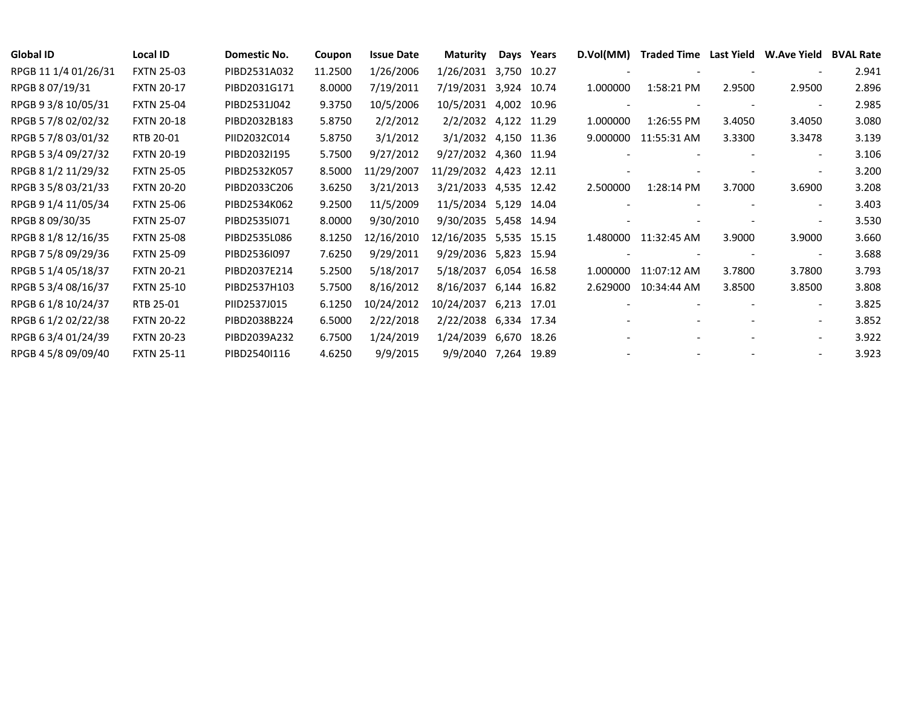| Global ID | Local ID | Domestic No. | Coupon | Issue Date | Maturity | Days | Years | D.Vol(MM) | Traded Time | Last Yield | W.Ave Yield | BVAL Rate |
|---|---|---|---|---|---|---|---|---|---|---|---|---|
| RPGB 11 1/4 01/26/31 | FXTN 25-03 | PIBD2531A032 | 11.2500 | 1/26/2006 | 1/26/2031 | 3,750 | 10.27 | - | - | - | - | 2.941 |
| RPGB 8 07/19/31 | FXTN 20-17 | PIBD2031G171 | 8.0000 | 7/19/2011 | 7/19/2031 | 3,924 | 10.74 | 1.000000 | 1:58:21 PM | 2.9500 | 2.9500 | 2.896 |
| RPGB 9 3/8 10/05/31 | FXTN 25-04 | PIBD2531J042 | 9.3750 | 10/5/2006 | 10/5/2031 | 4,002 | 10.96 | - | - | - | - | 2.985 |
| RPGB 5 7/8 02/02/32 | FXTN 20-18 | PIBD2032B183 | 5.8750 | 2/2/2012 | 2/2/2032 | 4,122 | 11.29 | 1.000000 | 1:26:55 PM | 3.4050 | 3.4050 | 3.080 |
| RPGB 5 7/8 03/01/32 | RTB 20-01 | PIID2032C014 | 5.8750 | 3/1/2012 | 3/1/2032 | 4,150 | 11.36 | 9.000000 | 11:55:31 AM | 3.3300 | 3.3478 | 3.139 |
| RPGB 5 3/4 09/27/32 | FXTN 20-19 | PIBD2032I195 | 5.7500 | 9/27/2012 | 9/27/2032 | 4,360 | 11.94 | - | - | - | - | 3.106 |
| RPGB 8 1/2 11/29/32 | FXTN 25-05 | PIBD2532K057 | 8.5000 | 11/29/2007 | 11/29/2032 | 4,423 | 12.11 | - | - | - | - | 3.200 |
| RPGB 3 5/8 03/21/33 | FXTN 20-20 | PIBD2033C206 | 3.6250 | 3/21/2013 | 3/21/2033 | 4,535 | 12.42 | 2.500000 | 1:28:14 PM | 3.7000 | 3.6900 | 3.208 |
| RPGB 9 1/4 11/05/34 | FXTN 25-06 | PIBD2534K062 | 9.2500 | 11/5/2009 | 11/5/2034 | 5,129 | 14.04 | - | - | - | - | 3.403 |
| RPGB 8 09/30/35 | FXTN 25-07 | PIBD2535I071 | 8.0000 | 9/30/2010 | 9/30/2035 | 5,458 | 14.94 | - | - | - | - | 3.530 |
| RPGB 8 1/8 12/16/35 | FXTN 25-08 | PIBD2535L086 | 8.1250 | 12/16/2010 | 12/16/2035 | 5,535 | 15.15 | 1.480000 | 11:32:45 AM | 3.9000 | 3.9000 | 3.660 |
| RPGB 7 5/8 09/29/36 | FXTN 25-09 | PIBD2536I097 | 7.6250 | 9/29/2011 | 9/29/2036 | 5,823 | 15.94 | - | - | - | - | 3.688 |
| RPGB 5 1/4 05/18/37 | FXTN 20-21 | PIBD2037E214 | 5.2500 | 5/18/2017 | 5/18/2037 | 6,054 | 16.58 | 1.000000 | 11:07:12 AM | 3.7800 | 3.7800 | 3.793 |
| RPGB 5 3/4 08/16/37 | FXTN 25-10 | PIBD2537H103 | 5.7500 | 8/16/2012 | 8/16/2037 | 6,144 | 16.82 | 2.629000 | 10:34:44 AM | 3.8500 | 3.8500 | 3.808 |
| RPGB 6 1/8 10/24/37 | RTB 25-01 | PIID2537J015 | 6.1250 | 10/24/2012 | 10/24/2037 | 6,213 | 17.01 | - | - | - | - | 3.825 |
| RPGB 6 1/2 02/22/38 | FXTN 20-22 | PIBD2038B224 | 6.5000 | 2/22/2018 | 2/22/2038 | 6,334 | 17.34 | - | - | - | - | 3.852 |
| RPGB 6 3/4 01/24/39 | FXTN 20-23 | PIBD2039A232 | 6.7500 | 1/24/2019 | 1/24/2039 | 6,670 | 18.26 | - | - | - | - | 3.922 |
| RPGB 4 5/8 09/09/40 | FXTN 25-11 | PIBD2540I116 | 4.6250 | 9/9/2015 | 9/9/2040 | 7,264 | 19.89 | - | - | - | - | 3.923 |